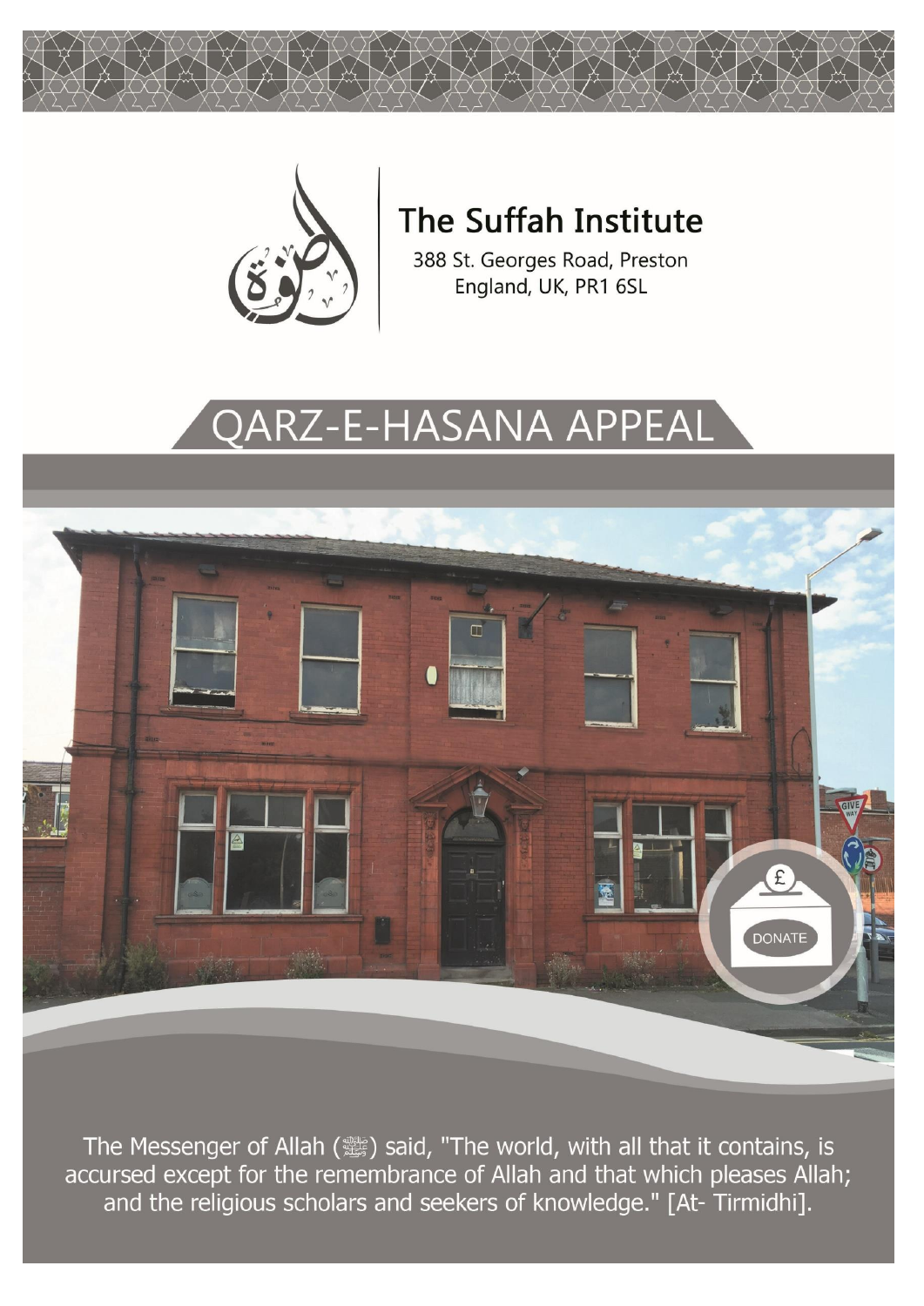# The Suffah Institute

388 St. Georges Road, Preston
England, UK, PR1 6SL

## QARZ-E-HASANA APPEAL

DONATE

The Messenger of Allah (ﷺ) said, "The world, with all that it contains, is accursed except for the remembrance of Allah and that which pleases Allah; and the religious scholars and seekers of knowledge." [At- Tirmidhi].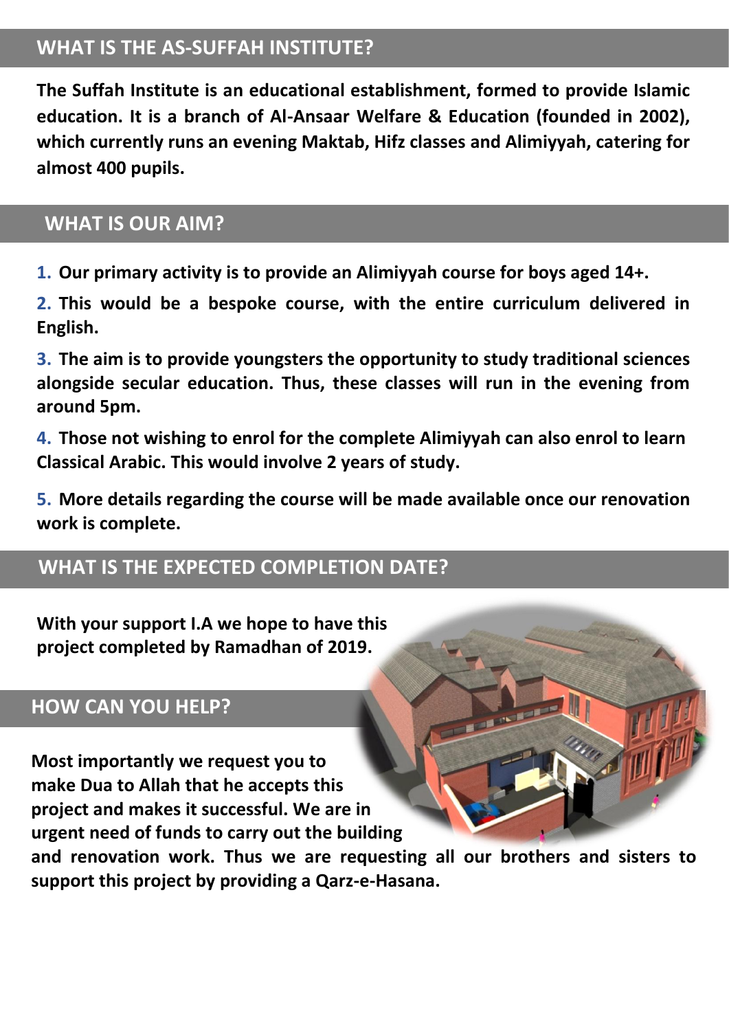## WHAT IS THE AS-SUFFAH INSTITUTE?

**The Suffah Institute is an educational establishment, formed to provide Islamic education. It is a branch of Al-Ansaar Welfare & Education (founded in 2002), which currently runs an evening Maktab, Hifz classes and Alimiyyah, catering for almost 400 pupils.**

## WHAT IS OUR AIM?

1. **Our primary activity is to provide an Alimiyyah course for boys aged 14+.**
2. **This would be a bespoke course, with the entire curriculum delivered in English.**
3. **The aim is to provide youngsters the opportunity to study traditional sciences alongside secular education. Thus, these classes will run in the evening from around 5pm.**
4. **Those not wishing to enrol for the complete Alimiyyah can also enrol to learn Classical Arabic. This would involve 2 years of study.**
5. **More details regarding the course will be made available once our renovation work is complete.**

## WHAT IS THE EXPECTED COMPLETION DATE?

**With your support I.A we hope to have this project completed by Ramadhan of 2019.**

## HOW CAN YOU HELP?

**Most importantly we request you to make Dua to Allah that he accepts this project and makes it successful. We are in urgent need of funds to carry out the building and renovation work. Thus we are requesting all our brothers and sisters to support this project by providing a Qarz-e-Hasana.**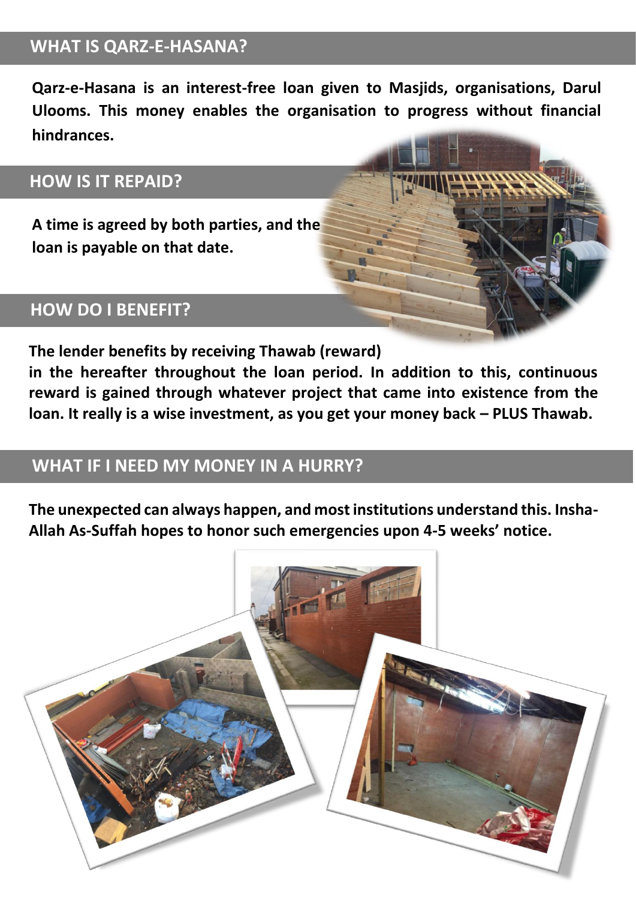## WHAT IS QARZ-E-HASANA?

**Qarz-e-Hasana is an interest-free loan given to Masjids, organisations, Darul Ulooms. This money enables the organisation to progress without financial hindrances.**

## HOW IS IT REPAID?

**A time is agreed by both parties, and the loan is payable on that date.**

## HOW DO I BENEFIT?

**The lender benefits by receiving Thawab (reward) in the hereafter throughout the loan period. In addition to this, continuous reward is gained through whatever project that came into existence from the loan. It really is a wise investment, as you get your money back – PLUS Thawab.**

## WHAT IF I NEED MY MONEY IN A HURRY?

**The unexpected can always happen, and most institutions understand this. Insha-Allah As-Suffah hopes to honor such emergencies upon 4-5 weeks' notice.**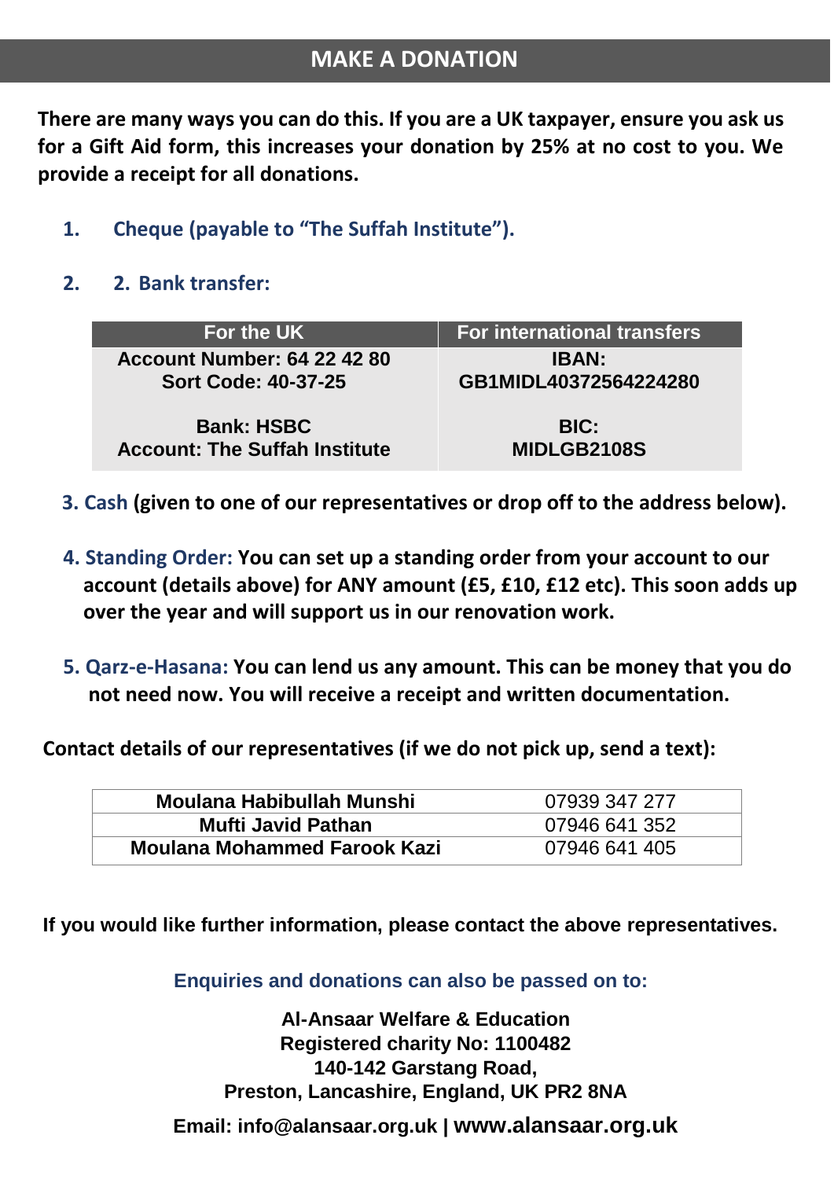## MAKE A DONATION

**There are many ways you can do this. If you are a UK taxpayer, ensure you ask us for a Gift Aid form, this increases your donation by 25% at no cost to you. We provide a receipt for all donations.**

1. **Cheque (payable to "The Suffah Institute").**

2. **2. Bank transfer:**

| For the UK | For international transfers |
|---|---|
| Account Number: 64 22 42 80<br>Sort Code: 40-37-25<br><br>Bank: HSBC<br>Account: The Suffah Institute | IBAN:<br>GB1MIDL40372564224280<br><br>BIC:<br>MIDLGB2108S |

3. **Cash (given to one of our representatives or drop off to the address below).**

4. **Standing Order: You can set up a standing order from your account to our account (details above) for ANY amount (£5, £10, £12 etc). This soon adds up over the year and will support us in our renovation work.**

5. **Qarz-e-Hasana: You can lend us any amount. This can be money that you do not need now. You will receive a receipt and written documentation.**

**Contact details of our representatives (if we do not pick up, send a text):**

| | |
|---|---|
| Moulana Habibullah Munshi | 07939 347 277 |
| Mufti Javid Pathan | 07946 641 352 |
| Moulana Mohammed Farook Kazi | 07946 641 405 |

**If you would like further information, please contact the above representatives.**

**Enquiries and donations can also be passed on to:**

**Al-Ansaar Welfare & Education**
**Registered charity No: 1100482**
**140-142 Garstang Road,**
**Preston, Lancashire, England, UK PR2 8NA**

**Email: info@alansaar.org.uk | www.alansaar.org.uk**